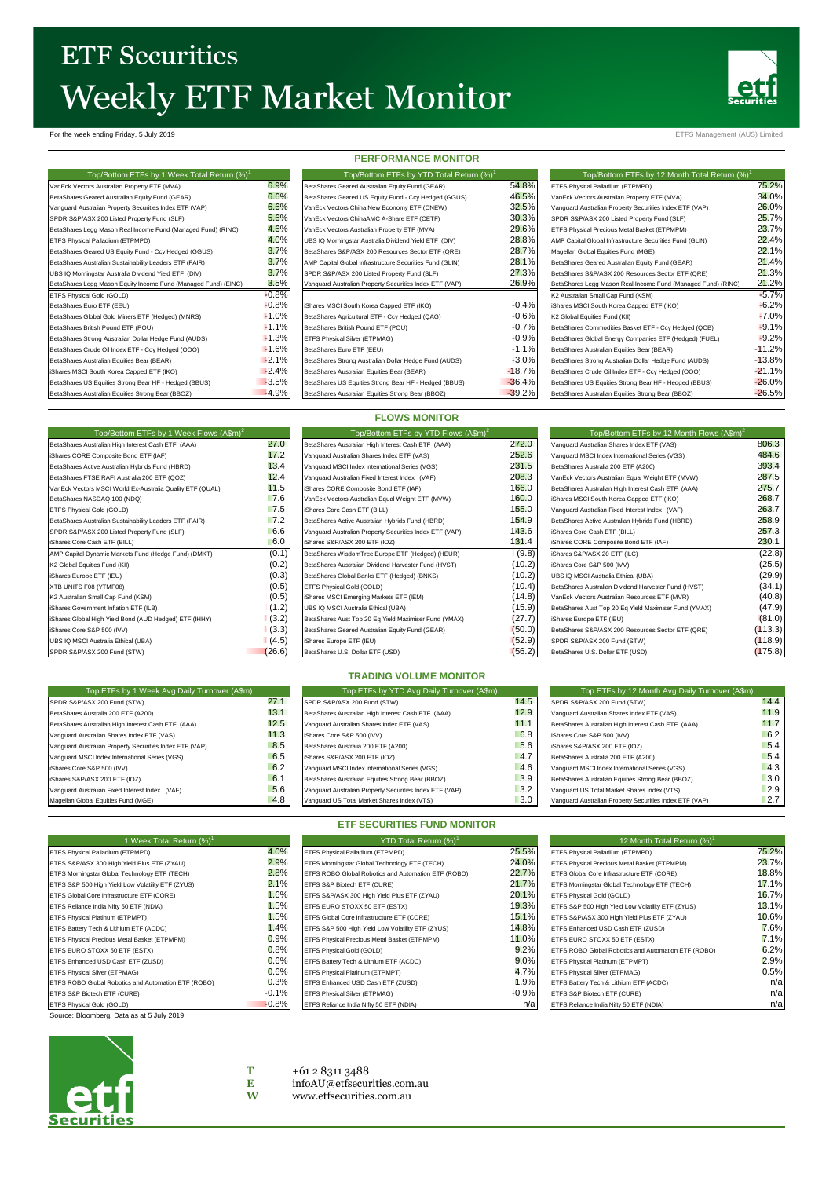# ETF Securities
# Weekly ETF Market Monitor

For the week ending Friday, 5 July 2019

ETFS Management (AUS) Limited

## PERFORMANCE MONITOR

| Top/Bottom ETFs by 1 Week Total Return (%)[1] | |
|---|---|
| VanEck Vectors Australian Property ETF (MVA) | 6.9% |
| BetaShares Geared Australian Equity Fund (GEAR) | 6.6% |
| Vanguard Australian Property Securities Index ETF (VAP) | 6.6% |
| SPDR S&P/ASX 200 Listed Property Fund (SLF) | 5.6% |
| BetaShares Legg Mason Real Income Fund (Managed Fund) (RINC) | 4.6% |
| ETFS Physical Palladium (ETPMPD) | 4.0% |
| BetaShares Geared US Equity Fund - Ccy Hedged (GGUS) | 3.7% |
| BetaShares Australian Sustainability Leaders ETF (FAIR) | 3.7% |
| UBS IQ Morningstar Australia Dividend Yield ETF (DIV) | 3.7% |
| BetaShares Legg Mason Equity Income Fund (Managed Fund) (EINC) | 3.5% |
| ETFS Physical Gold (GOLD) | -0.8% |
| BetaShares Euro ETF (EEU) | -0.8% |
| BetaShares Global Gold Miners ETF (Hedged) (MNRS) | -1.0% |
| BetaShares British Pound ETF (POU) | -1.1% |
| BetaShares Strong Australian Dollar Hedge Fund (AUDS) | -1.3% |
| BetaShares Crude Oil Index ETF - Ccy Hedged (OOO) | -1.6% |
| BetaShares Australian Equities Bear (BEAR) | -2.1% |
| iShares MSCI South Korea Capped ETF (IKO) | -2.4% |
| BetaShares US Equities Strong Bear HF - Hedged (BBUS) | -3.5% |
| BetaShares Australian Equities Strong Bear (BBOZ) | -4.9% |

| Top/Bottom ETFs by YTD Total Return (%)[1] | |
|---|---|
| BetaShares Geared Australian Equity Fund (GEAR) | 54.8% |
| BetaShares Geared US Equity Fund - Ccy Hedged (GGUS) | 46.5% |
| VanEck Vectors China New Economy ETF (CNEW) | 32.5% |
| VanEck Vectors ChinaAMC A-Share ETF (CETF) | 30.3% |
| VanEck Vectors Australian Property ETF (MVA) | 29.6% |
| UBS IQ Morningstar Australia Dividend Yield ETF (DIV) | 28.8% |
| BetaShares S&P/ASX 200 Resources Sector ETF (QRE) | 28.7% |
| AMP Capital Global Infrastructure Securities Fund (GLIN) | 28.1% |
| SPDR S&P/ASX 200 Listed Property Fund (SLF) | 27.3% |
| Vanguard Australian Property Securities Index ETF (VAP) | 26.9% |
| iShares MSCI South Korea Capped ETF (IKO) | -0.4% |
| BetaShares Agricultural ETF - Ccy Hedged (QAG) | -0.6% |
| BetaShares British Pound ETF (POU) | -0.7% |
| ETFS Physical Silver (ETPMAG) | -0.9% |
| BetaShares Euro ETF (EEU) | -1.1% |
| BetaShares Strong Australian Dollar Hedge Fund (AUDS) | -3.0% |
| BetaShares Australian Equities Bear (BEAR) | -18.7% |
| BetaShares US Equities Strong Bear HF - Hedged (BBUS) | -36.4% |
| BetaShares Australian Equities Strong Bear (BBOZ) | -39.2% |

| Top/Bottom ETFs by 12 Month Total Return (%)[1] | |
|---|---|
| ETFS Physical Palladium (ETPMPD) | 75.2% |
| VanEck Vectors Australian Property ETF (MVA) | 34.0% |
| Vanguard Australian Property Securities Index ETF (VAP) | 26.0% |
| SPDR S&P/ASX 200 Listed Property Fund (SLF) | 25.7% |
| ETFS Physical Precious Metal Basket (ETPMPM) | 23.7% |
| AMP Capital Global Infrastructure Securities Fund (GLIN) | 22.4% |
| Magellan Global Equities Fund (MGE) | 22.1% |
| BetaShares Geared Australian Equity Fund (GEAR) | 21.4% |
| BetaShares S&P/ASX 200 Resources Sector ETF (QRE) | 21.3% |
| BetaShares Legg Mason Real Income Fund (Managed Fund) (RINC) | 21.2% |
| K2 Australian Small Cap Fund (KSM) | -5.7% |
| iShares MSCI South Korea Capped ETF (IKO) | -6.2% |
| K2 Global Equities Fund (KII) | -7.0% |
| BetaShares Commodities Basket ETF - Ccy Hedged (QCB) | -9.1% |
| BetaShares Global Energy Companies ETF (Hedged) (FUEL) | -9.2% |
| BetaShares Australian Equities Bear (BEAR) | -11.2% |
| BetaShares Strong Australian Dollar Hedge Fund (AUDS) | -13.8% |
| BetaShares Crude Oil Index ETF - Ccy Hedged (OOO) | -21.1% |
| BetaShares US Equities Strong Bear HF - Hedged (BBUS) | -26.0% |
| BetaShares Australian Equities Strong Bear (BBOZ) | -26.5% |

## FLOWS MONITOR

| Top/Bottom ETFs by 1 Week Flows (A$m)[2] | |
|---|---|
| BetaShares Australian High Interest Cash ETF (AAA) | 27.0 |
| iShares CORE Composite Bond ETF (IAF) | 17.2 |
| BetaShares Active Australian Hybrids Fund (HBRD) | 13.4 |
| BetaShares FTSE RAFI Australia 200 ETF (QOZ) | 12.4 |
| VanEck Vectors MSCI World Ex-Australia Quality ETF (QUAL) | 11.5 |
| BetaShares NASDAQ 100 (NDQ) | 7.6 |
| ETFS Physical Gold (GOLD) | 7.5 |
| BetaShares Australian Sustainability Leaders ETF (FAIR) | 7.2 |
| SPDR S&P/ASX 200 Listed Property Fund (SLF) | 6.6 |
| iShares Core Cash ETF (BILL) | 6.0 |
| AMP Capital Dynamic Markets Fund (Hedge Fund) (DMKT) | (0.1) |
| K2 Global Equities Fund (KII) | (0.2) |
| iShares Europe ETF (IEU) | (0.3) |
| XTB UNITS F08 (YTMF08) | (0.5) |
| K2 Australian Small Cap Fund (KSM) | (0.5) |
| iShares Government Inflation ETF (ILB) | (1.2) |
| iShares Global High Yield Bond (AUD Hedged) ETF (IHHY) | (3.2) |
| iShares Core S&P 500 (IVV) | (3.3) |
| UBS IQ MSCI Australia Ethical (UBA) | (4.5) |
| SPDR S&P/ASX 200 Fund (STW) | (26.6) |

| Top/Bottom ETFs by YTD Flows (A$m)[2] | |
|---|---|
| BetaShares Australian High Interest Cash ETF (AAA) | 272.0 |
| Vanguard Australian Shares Index ETF (VAS) | 252.6 |
| Vanguard MSCI Index International Series (VGS) | 231.5 |
| Vanguard Australian Fixed Interest Index (VAF) | 208.3 |
| iShares CORE Composite Bond ETF (IAF) | 166.0 |
| VanEck Vectors Australian Equal Weight ETF (MVW) | 160.0 |
| iShares Core Cash ETF (BILL) | 155.0 |
| BetaShares Active Australian Hybrids Fund (HBRD) | 154.9 |
| Vanguard Australian Property Securities Index ETF (VAP) | 143.6 |
| iShares S&P/ASX 200 ETF (IOZ) | 131.4 |
| BetaShares WisdomTree Europe ETF (Hedged) (HEUR) | (9.8) |
| BetaShares Australian Dividend Harvester Fund (HVST) | (10.2) |
| BetaShares Global Banks ETF (Hedged) (BNKS) | (10.2) |
| ETFS Physical Gold (GOLD) | (10.4) |
| iShares MSCI Emerging Markets ETF (IEM) | (14.8) |
| UBS IQ MSCI Australia Ethical (UBA) | (15.9) |
| BetaShares Aust Top 20 Eq Yield Maximiser Fund (YMAX) | (27.7) |
| BetaShares Geared Australian Equity Fund (GEAR) | (50.0) |
| iShares Europe ETF (IEU) | (52.9) |
| BetaShares U.S. Dollar ETF (USD) | (56.2) |

| Top/Bottom ETFs by 12 Month Flows (A$m)[2] | |
|---|---|
| Vanguard Australian Shares Index ETF (VAS) | 806.3 |
| Vanguard MSCI Index International Series (VGS) | 484.6 |
| BetaShares Australia 200 ETF (A200) | 393.4 |
| VanEck Vectors Australian Equal Weight ETF (MVW) | 287.5 |
| BetaShares Australian High Interest Cash ETF (AAA) | 275.7 |
| iShares MSCI South Korea Capped ETF (IKO) | 268.7 |
| Vanguard Australian Fixed Interest Index (VAF) | 263.7 |
| BetaShares Active Australian Hybrids Fund (HBRD) | 258.9 |
| iShares Core Cash ETF (BILL) | 257.3 |
| iShares CORE Composite Bond ETF (IAF) | 230.1 |
| iShares S&P/ASX 20 ETF (ILC) | (22.8) |
| iShares Core S&P 500 (IVV) | (25.5) |
| UBS IQ MSCI Australia Ethical (UBA) | (29.9) |
| BetaShares Australian Dividend Harvester Fund (HVST) | (34.1) |
| VanEck Vectors Australian Resources ETF (MVR) | (40.8) |
| BetaShares Aust Top 20 Eq Yield Maximiser Fund (YMAX) | (47.9) |
| iShares Europe ETF (IEU) | (81.0) |
| BetaShares S&P/ASX 200 Resources Sector ETF (QRE) | (113.3) |
| SPDR S&P/ASX 200 Fund (STW) | (118.9) |
| BetaShares U.S. Dollar ETF (USD) | (175.8) |

## TRADING VOLUME MONITOR

| Top ETFs by 1 Week Avg Daily Turnover (A$m) | |
|---|---|
| SPDR S&P/ASX 200 Fund (STW) | 27.1 |
| BetaShares Australia 200 ETF (A200) | 13.1 |
| BetaShares Australian High Interest Cash ETF (AAA) | 12.5 |
| Vanguard Australian Shares Index ETF (VAS) | 11.3 |
| Vanguard Australian Property Securities Index ETF (VAP) | 8.5 |
| Vanguard MSCI Index International Series (VGS) | 6.5 |
| iShares Core S&P 500 (IVV) | 6.2 |
| iShares S&P/ASX 200 ETF (IOZ) | 6.1 |
| Vanguard Australian Fixed Interest Index (VAF) | 5.6 |
| Magellan Global Equities Fund (MGE) | 4.8 |

| Top ETFs by YTD Avg Daily Turnover (A$m) | |
|---|---|
| SPDR S&P/ASX 200 Fund (STW) | 14.5 |
| BetaShares Australian High Interest Cash ETF (AAA) | 12.9 |
| Vanguard Australian Shares Index ETF (VAS) | 11.1 |
| iShares Core S&P 500 (IVV) | 6.8 |
| BetaShares Australia 200 ETF (A200) | 5.6 |
| iShares S&P/ASX 200 ETF (IOZ) | 4.7 |
| Vanguard MSCI Index International Series (VGS) | 4.6 |
| BetaShares Australian Equities Strong Bear (BBOZ) | 3.9 |
| Vanguard Australian Property Securities Index ETF (VAP) | 3.2 |
| Vanguard US Total Market Shares Index (VTS) | 3.0 |

| Top ETFs by 12 Month Avg Daily Turnover (A$m) | |
|---|---|
| SPDR S&P/ASX 200 Fund (STW) | 14.4 |
| Vanguard Australian Shares Index ETF (VAS) | 11.9 |
| BetaShares Australian High Interest Cash ETF (AAA) | 11.7 |
| iShares Core S&P 500 (IVV) | 6.2 |
| iShares S&P/ASX 200 ETF (IOZ) | 5.4 |
| BetaShares Australia 200 ETF (A200) | 5.4 |
| Vanguard MSCI Index International Series (VGS) | 4.3 |
| BetaShares Australian Equities Strong Bear (BBOZ) | 3.0 |
| Vanguard US Total Market Shares Index (VTS) | 2.9 |
| Vanguard Australian Property Securities Index ETF (VAP) | 2.7 |

## ETF SECURITIES FUND MONITOR

| 1 Week Total Return (%)[1] | |
|---|---|
| ETFS Physical Palladium (ETPMPD) | 4.0% |
| ETFS S&P/ASX 300 High Yield Plus ETF (ZYAU) | 2.9% |
| ETFS Morningstar Global Technology ETF (TECH) | 2.8% |
| ETFS S&P 500 High Yield Low Volatility ETF (ZYUS) | 2.1% |
| ETFS Global Core Infrastructure ETF (CORE) | 1.6% |
| ETFS Reliance India Nifty 50 ETF (NDIA) | 1.5% |
| ETFS Physical Platinum (ETPMPT) | 1.5% |
| ETFS Battery Tech & Lithium ETF (ACDC) | 1.4% |
| ETFS Physical Precious Metal Basket (ETPMPM) | 0.9% |
| ETFS EURO STOXX 50 ETF (ESTX) | 0.8% |
| ETFS Enhanced USD Cash ETF (ZUSD) | 0.6% |
| ETFS Physical Silver (ETPMAG) | 0.6% |
| ETFS ROBO Global Robotics and Automation ETF (ROBO) | 0.3% |
| ETFS S&P Biotech ETF (CURE) | -0.1% |
| ETFS Physical Gold (GOLD) | -0.8% |

| YTD Total Return (%)[1] | |
|---|---|
| ETFS Physical Palladium (ETPMPD) | 25.5% |
| ETFS Morningstar Global Technology ETF (TECH) | 24.0% |
| ETFS ROBO Global Robotics and Automation ETF (ROBO) | 22.7% |
| ETFS S&P Biotech ETF (CURE) | 21.7% |
| ETFS S&P/ASX 300 High Yield Plus ETF (ZYAU) | 20.1% |
| ETFS EURO STOXX 50 ETF (ESTX) | 19.3% |
| ETFS Global Core Infrastructure ETF (CORE) | 15.1% |
| ETFS S&P 500 High Yield Low Volatility ETF (ZYUS) | 14.8% |
| ETFS Physical Precious Metal Basket (ETPMPM) | 11.0% |
| ETFS Physical Gold (GOLD) | 9.2% |
| ETFS Battery Tech & Lithium ETF (ACDC) | 9.0% |
| ETFS Physical Platinum (ETPMPT) | 4.7% |
| ETFS Enhanced USD Cash ETF (ZUSD) | 1.9% |
| ETFS Physical Silver (ETPMAG) | -0.9% |
| ETFS Reliance India Nifty 50 ETF (NDIA) | n/a |

| 12 Month Total Return (%)[1] | |
|---|---|
| ETFS Physical Palladium (ETPMPD) | 75.2% |
| ETFS Physical Precious Metal Basket (ETPMPM) | 23.7% |
| ETFS Global Core Infrastructure ETF (CORE) | 18.8% |
| ETFS Morningstar Global Technology ETF (TECH) | 17.1% |
| ETFS Physical Gold (GOLD) | 16.7% |
| ETFS S&P 500 High Yield Low Volatility ETF (ZYUS) | 13.1% |
| ETFS S&P/ASX 300 High Yield Plus ETF (ZYAU) | 10.6% |
| ETFS Enhanced USD Cash ETF (ZUSD) | 7.6% |
| ETFS EURO STOXX 50 ETF (ESTX) | 7.1% |
| ETFS ROBO Global Robotics and Automation ETF (ROBO) | 6.2% |
| ETFS Physical Platinum (ETPMPT) | 2.9% |
| ETFS Physical Silver (ETPMAG) | 0.5% |
| ETFS Battery Tech & Lithium ETF (ACDC) | n/a |
| ETFS S&P Biotech ETF (CURE) | n/a |
| ETFS Reliance India Nifty 50 ETF (NDIA) | n/a |

Source: Bloomberg. Data as at 5 July 2019.

**T** +61 2 8311 3488
**E** infoAU@etfsecurities.com.au
**W** www.etfsecurities.com.au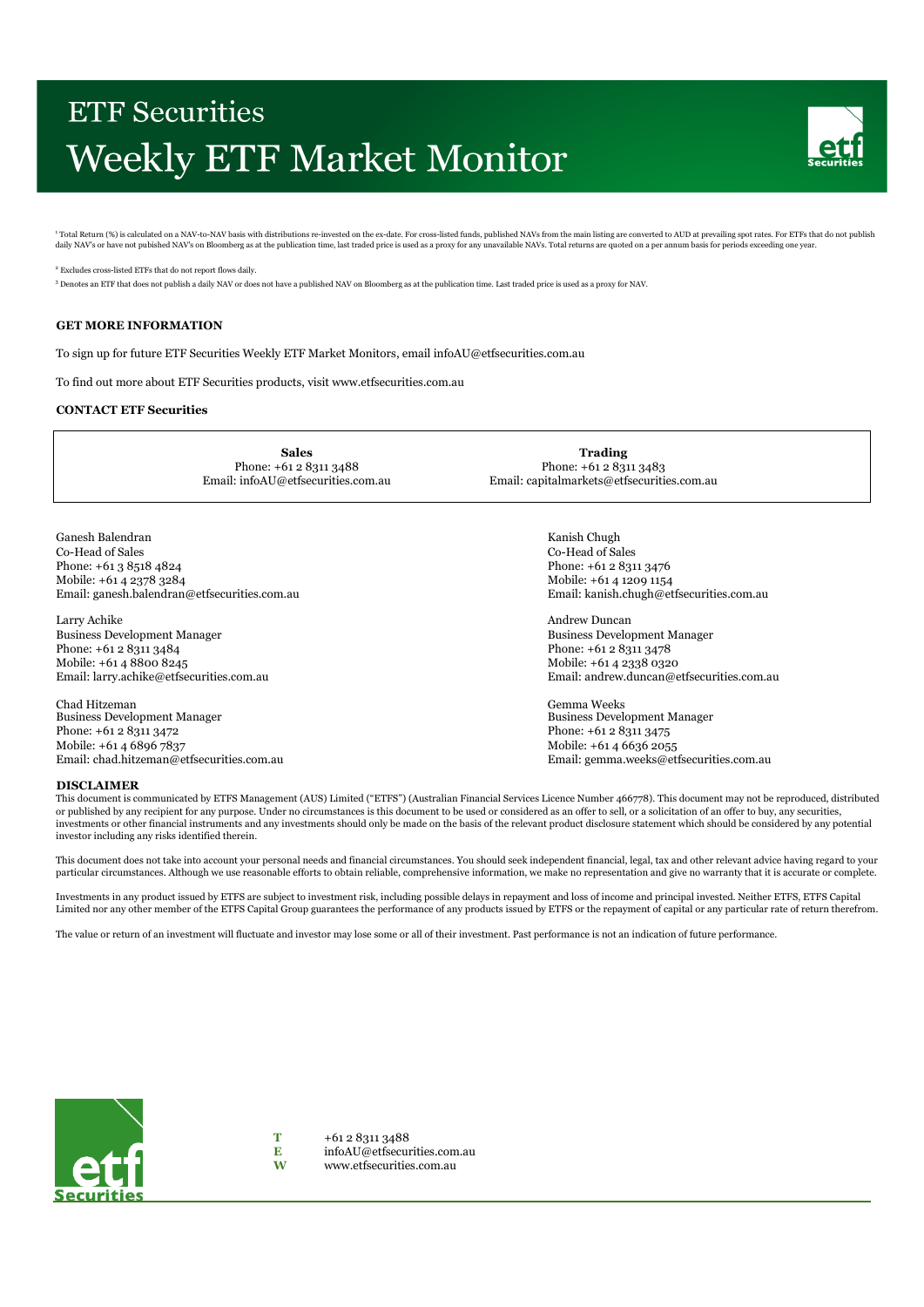# ETF Securities

# Weekly ETF Market Monitor

[1] Total Return (%) is calculated on a NAV-to-NAV basis with distributions re-invested on the ex-date. For cross-listed funds, published NAVs from the main listing are converted to AUD at prevailing spot rates. For ETFs that do not publish daily NAV's or have not pubished NAV's on Bloomberg as at the publication time, last traded price is used as a proxy for any unavailable NAVs. Total returns are quoted on a per annum basis for periods exceeding one year.

[2] Excludes cross-listed ETFs that do not report flows daily.

[3] Denotes an ETF that does not publish a daily NAV or does not have a published NAV on Bloomberg as at the publication time. Last traded price is used as a proxy for NAV.

**GET MORE INFORMATION**

To sign up for future ETF Securities Weekly ETF Market Monitors, email infoAU@etfsecurities.com.au

To find out more about ETF Securities products, visit www.etfsecurities.com.au

**CONTACT ETF Securities**

| **Sales** | **Trading** |
| --- | --- |
| Phone: +61 2 8311 3488 | Phone: +61 2 8311 3483 |
| Email: infoAU@etfsecurities.com.au | Email: capitalmarkets@etfsecurities.com.au |

Ganesh Balendran
Co-Head of Sales
Phone: +61 3 8518 4824
Mobile: +61 4 2378 3284
Email: ganesh.balendran@etfsecurities.com.au

Kanish Chugh
Co-Head of Sales
Phone: +61 2 8311 3476
Mobile: +61 4 1209 1154
Email: kanish.chugh@etfsecurities.com.au

Larry Achike
Business Development Manager
Phone: +61 2 8311 3484
Mobile: +61 4 8800 8245
Email: larry.achike@etfsecurities.com.au

Andrew Duncan
Business Development Manager
Phone: +61 2 8311 3478
Mobile: +61 4 2338 0320
Email: andrew.duncan@etfsecurities.com.au

Chad Hitzeman
Business Development Manager
Phone: +61 2 8311 3472
Mobile: +61 4 6896 7837
Email: chad.hitzeman@etfsecurities.com.au

Gemma Weeks
Business Development Manager
Phone: +61 2 8311 3475
Mobile: +61 4 6636 2055
Email: gemma.weeks@etfsecurities.com.au

**DISCLAIMER**

This document is communicated by ETFS Management (AUS) Limited ("ETFS") (Australian Financial Services Licence Number 466778). This document may not be reproduced, distributed or published by any recipient for any purpose. Under no circumstances is this document to be used or considered as an offer to sell, or a solicitation of an offer to buy, any securities, investments or other financial instruments and any investments should only be made on the basis of the relevant product disclosure statement which should be considered by any potential investor including any risks identified therein.

This document does not take into account your personal needs and financial circumstances. You should seek independent financial, legal, tax and other relevant advice having regard to your particular circumstances. Although we use reasonable efforts to obtain reliable, comprehensive information, we make no representation and give no warranty that it is accurate or complete.

Investments in any product issued by ETFS are subject to investment risk, including possible delays in repayment and loss of income and principal invested. Neither ETFS, ETFS Capital Limited nor any other member of the ETFS Capital Group guarantees the performance of any products issued by ETFS or the repayment of capital or any particular rate of return therefrom.

The value or return of an investment will fluctuate and investor may lose some or all of their investment. Past performance is not an indication of future performance.

**T** +61 2 8311 3488
**E** infoAU@etfsecurities.com.au
**W** www.etfsecurities.com.au